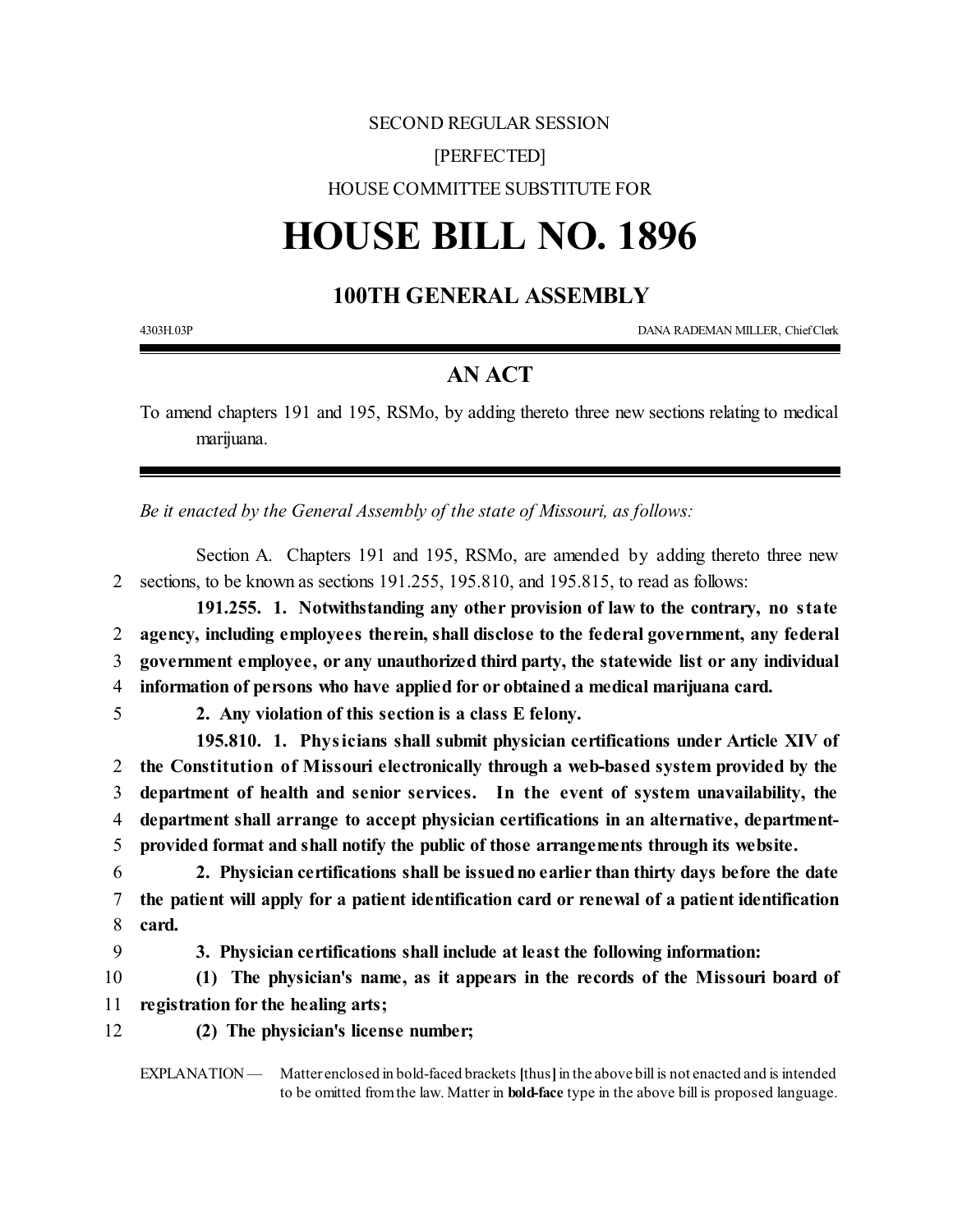SECOND REGULAR SESSION

[PERFECTED]

HOUSE COMMITTEE SUBSTITUTE FOR

# HOUSE BILL NO. 1896

## 100TH GENERAL ASSEMBLY

4303H.03P DANA RADEMAN MILLER, Chief Clerk

## AN ACT

To amend chapters 191 and 195, RSMo, by adding thereto three new sections relating to medical marijuana.

*Be it enacted by the General Assembly of the state of Missouri, as follows:*

Section A. Chapters 191 and 195, RSMo, are amended by adding thereto three new sections, to be known as sections 191.255, 195.810, and 195.815, to read as follows:

**191.255. 1. Notwithstanding any other provision of law to the contrary, no state agency, including employees therein, shall disclose to the federal government, any federal government employee, or any unauthorized third party, the statewide list or any individual information of persons who have applied for or obtained a medical marijuana card.**

**2. Any violation of this section is a class E felony.**

**195.810. 1. Physicians shall submit physician certifications under Article XIV of the Constitution of Missouri electronically through a web-based system provided by the department of health and senior services. In the event of system unavailability, the department shall arrange to accept physician certifications in an alternative, department-provided format and shall notify the public of those arrangements through its website.**

**2. Physician certifications shall be issued no earlier than thirty days before the date the patient will apply for a patient identification card or renewal of a patient identification card.**

**3. Physician certifications shall include at least the following information:**

**(1) The physician's name, as it appears in the records of the Missouri board of registration for the healing arts;**

**(2) The physician's license number;**

EXPLANATION — Matter enclosed in bold-faced brackets **[**thus**]** in the above bill is not enacted and is intended to be omitted from the law. Matter in **bold-face** type in the above bill is proposed language.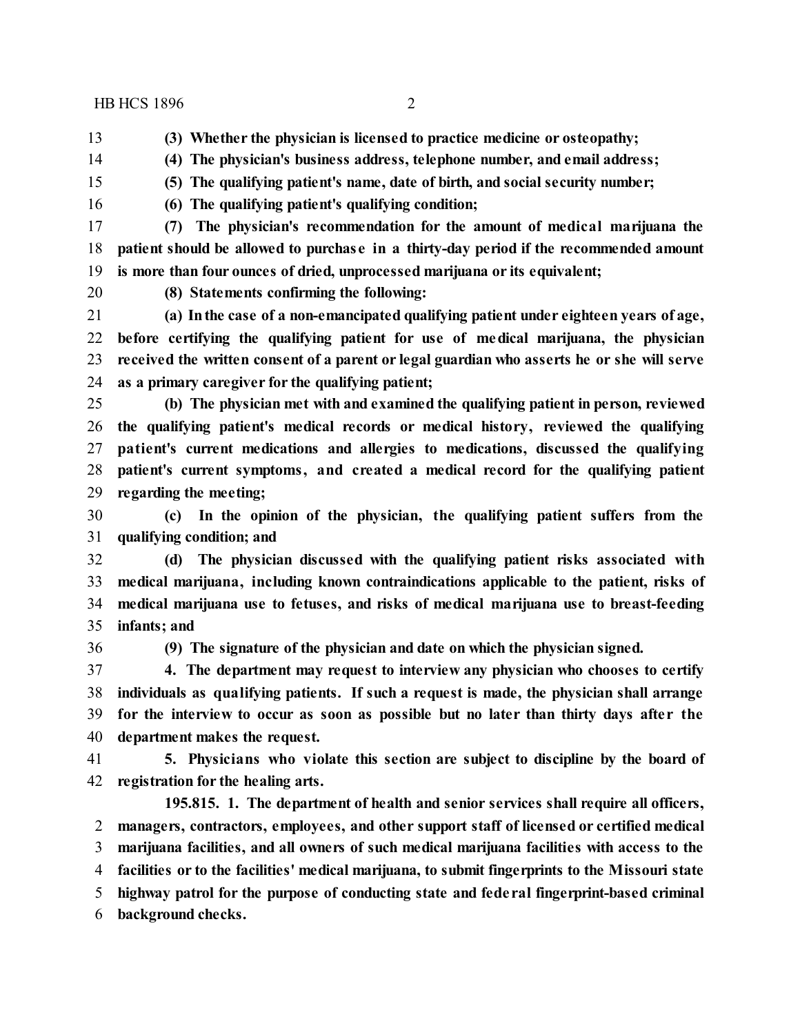**(3) Whether the physician is licensed to practice medicine or osteopathy;**

**(4) The physician's business address, telephone number, and email address;**

**(5) The qualifying patient's name, date of birth, and social security number;**

**(6) The qualifying patient's qualifying condition;**

**(7) The physician's recommendation for the amount of medical marijuana the patient should be allowed to purchase in a thirty-day period if the recommended amount is more than four ounces of dried, unprocessed marijuana or its equivalent;**

**(8) Statements confirming the following:**

**(a) In the case of a non-emancipated qualifying patient under eighteen years of age, before certifying the qualifying patient for use of medical marijuana, the physician received the written consent of a parent or legal guardian who asserts he or she will serve as a primary caregiver for the qualifying patient;**

**(b) The physician met with and examined the qualifying patient in person, reviewed the qualifying patient's medical records or medical history, reviewed the qualifying patient's current medications and allergies to medications, discussed the qualifying patient's current symptoms, and created a medical record for the qualifying patient regarding the meeting;**

**(c) In the opinion of the physician, the qualifying patient suffers from the qualifying condition; and**

**(d) The physician discussed with the qualifying patient risks associated with medical marijuana, including known contraindications applicable to the patient, risks of medical marijuana use to fetuses, and risks of medical marijuana use to breast-feeding infants; and**

**(9) The signature of the physician and date on which the physician signed.**

**4. The department may request to interview any physician who chooses to certify individuals as qualifying patients. If such a request is made, the physician shall arrange for the interview to occur as soon as possible but no later than thirty days after the department makes the request.**

**5. Physicians who violate this section are subject to discipline by the board of registration for the healing arts.**

**195.815. 1. The department of health and senior services shall require all officers, managers, contractors, employees, and other support staff of licensed or certified medical marijuana facilities, and all owners of such medical marijuana facilities with access to the facilities or to the facilities' medical marijuana, to submit fingerprints to the Missouri state highway patrol for the purpose of conducting state and federal fingerprint-based criminal background checks.**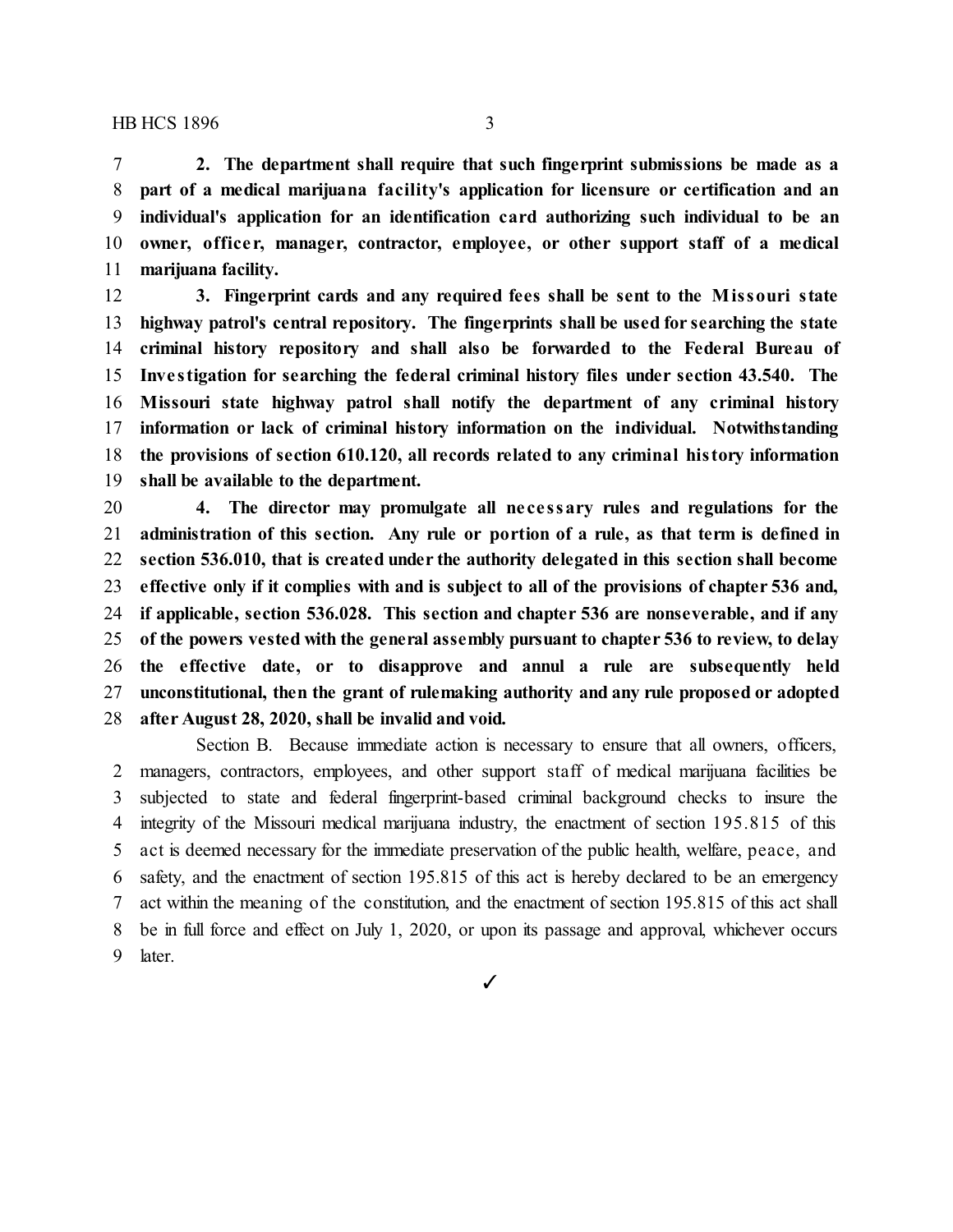**2. The department shall require that such fingerprint submissions be made as a part of a medical marijuana facility's application for licensure or certification and an individual's application for an identification card authorizing such individual to be an owner, officer, manager, contractor, employee, or other support staff of a medical marijuana facility.**

**3. Fingerprint cards and any required fees shall be sent to the Missouri state highway patrol's central repository. The fingerprints shall be used for searching the state criminal history repository and shall also be forwarded to the Federal Bureau of Investigation for searching the federal criminal history files under section 43.540. The Missouri state highway patrol shall notify the department of any criminal history information or lack of criminal history information on the individual. Notwithstanding the provisions of section 610.120, all records related to any criminal history information shall be available to the department.**

**4. The director may promulgate all necessary rules and regulations for the administration of this section. Any rule or portion of a rule, as that term is defined in section 536.010, that is created under the authority delegated in this section shall become effective only if it complies with and is subject to all of the provisions of chapter 536 and, if applicable, section 536.028. This section and chapter 536 are nonseverable, and if any of the powers vested with the general assembly pursuant to chapter 536 to review, to delay the effective date, or to disapprove and annul a rule are subsequently held unconstitutional, then the grant of rulemaking authority and any rule proposed or adopted after August 28, 2020, shall be invalid and void.**

Section B. Because immediate action is necessary to ensure that all owners, officers, managers, contractors, employees, and other support staff of medical marijuana facilities be subjected to state and federal fingerprint-based criminal background checks to insure the integrity of the Missouri medical marijuana industry, the enactment of section 195.815 of this act is deemed necessary for the immediate preservation of the public health, welfare, peace, and safety, and the enactment of section 195.815 of this act is hereby declared to be an emergency act within the meaning of the constitution, and the enactment of section 195.815 of this act shall be in full force and effect on July 1, 2020, or upon its passage and approval, whichever occurs later.

✓